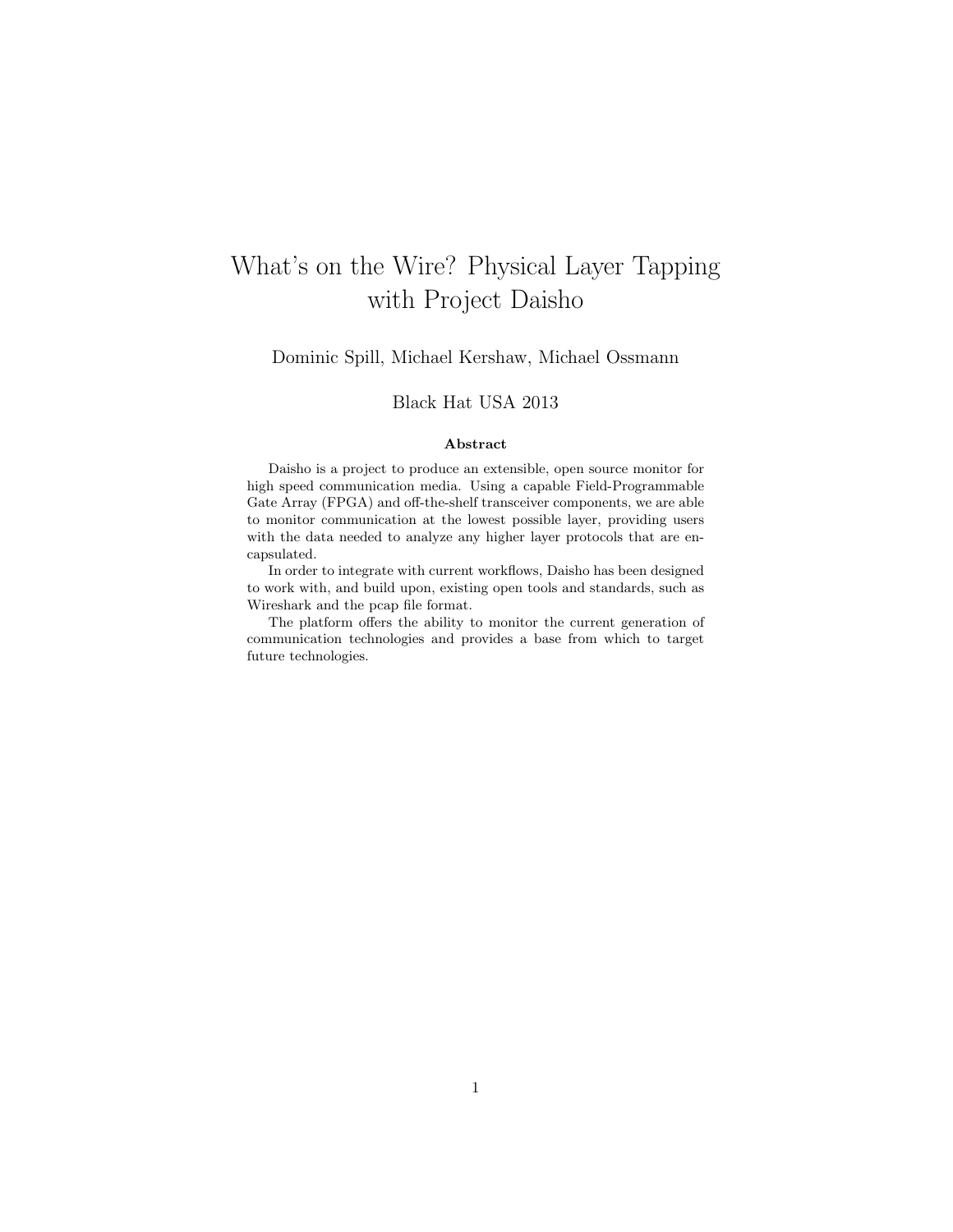# What's on the Wire? Physical Layer Tapping with Project Daisho

Dominic Spill, Michael Kershaw, Michael Ossmann

Black Hat USA 2013

### Abstract

Daisho is a project to produce an extensible, open source monitor for high speed communication media. Using a capable Field-Programmable Gate Array (FPGA) and off-the-shelf transceiver components, we are able to monitor communication at the lowest possible layer, providing users with the data needed to analyze any higher layer protocols that are encapsulated.

In order to integrate with current workflows, Daisho has been designed to work with, and build upon, existing open tools and standards, such as Wireshark and the pcap file format.

The platform offers the ability to monitor the current generation of communication technologies and provides a base from which to target future technologies.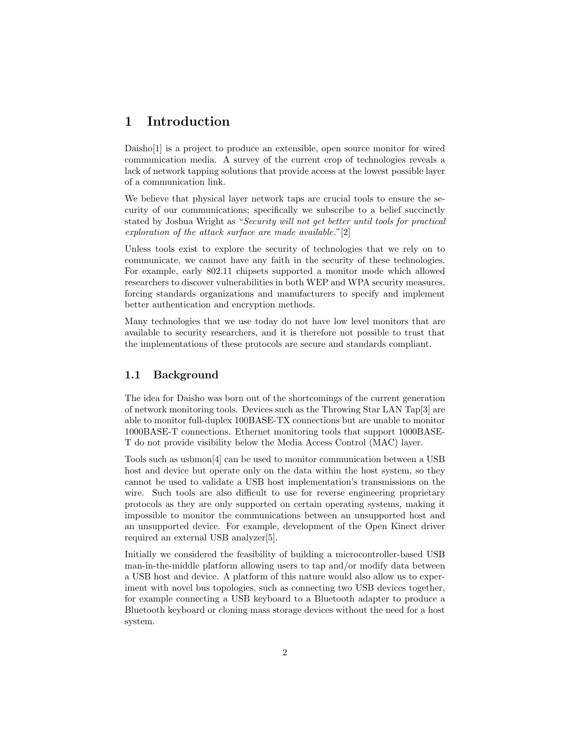# 1 Introduction

Daisho[1] is a project to produce an extensible, open source monitor for wired communication media. A survey of the current crop of technologies reveals a lack of network tapping solutions that provide access at the lowest possible layer of a communication link.

We believe that physical layer network taps are crucial tools to ensure the security of our communications; specifically we subscribe to a belief succinctly stated by Joshua Wright as "*Security will not get better until tools for practical exploration of the attack surface are made available.*"[2]

Unless tools exist to explore the security of technologies that we rely on to communicate, we cannot have any faith in the security of these technologies. For example, early 802.11 chipsets supported a monitor mode which allowed researchers to discover vulnerabilities in both WEP and WPA security measures, forcing standards organizations and manufacturers to specify and implement better authentication and encryption methods.

Many technologies that we use today do not have low level monitors that are available to security researchers, and it is therefore not possible to trust that the implementations of these protocols are secure and standards compliant.

## 1.1 Background

The idea for Daisho was born out of the shortcomings of the current generation of network monitoring tools. Devices such as the Throwing Star LAN Tap[3] are able to monitor full-duplex 100BASE-TX connections but are unable to monitor 1000BASE-T connections. Ethernet monitoring tools that support 1000BASE-T do not provide visibility below the Media Access Control (MAC) layer.

Tools such as usbmon[4] can be used to monitor communication between a USB host and device but operate only on the data within the host system, so they cannot be used to validate a USB host implementation's transmissions on the wire. Such tools are also difficult to use for reverse engineering proprietary protocols as they are only supported on certain operating systems, making it impossible to monitor the communications between an unsupported host and an unsupported device. For example, development of the Open Kinect driver required an external USB analyzer[5].

Initially we considered the feasibility of building a microcontroller-based USB man-in-the-middle platform allowing users to tap and/or modify data between a USB host and device. A platform of this nature would also allow us to experiment with novel bus topologies, such as connecting two USB devices together, for example connecting a USB keyboard to a Bluetooth adapter to produce a Bluetooth keyboard or cloning mass storage devices without the need for a host system.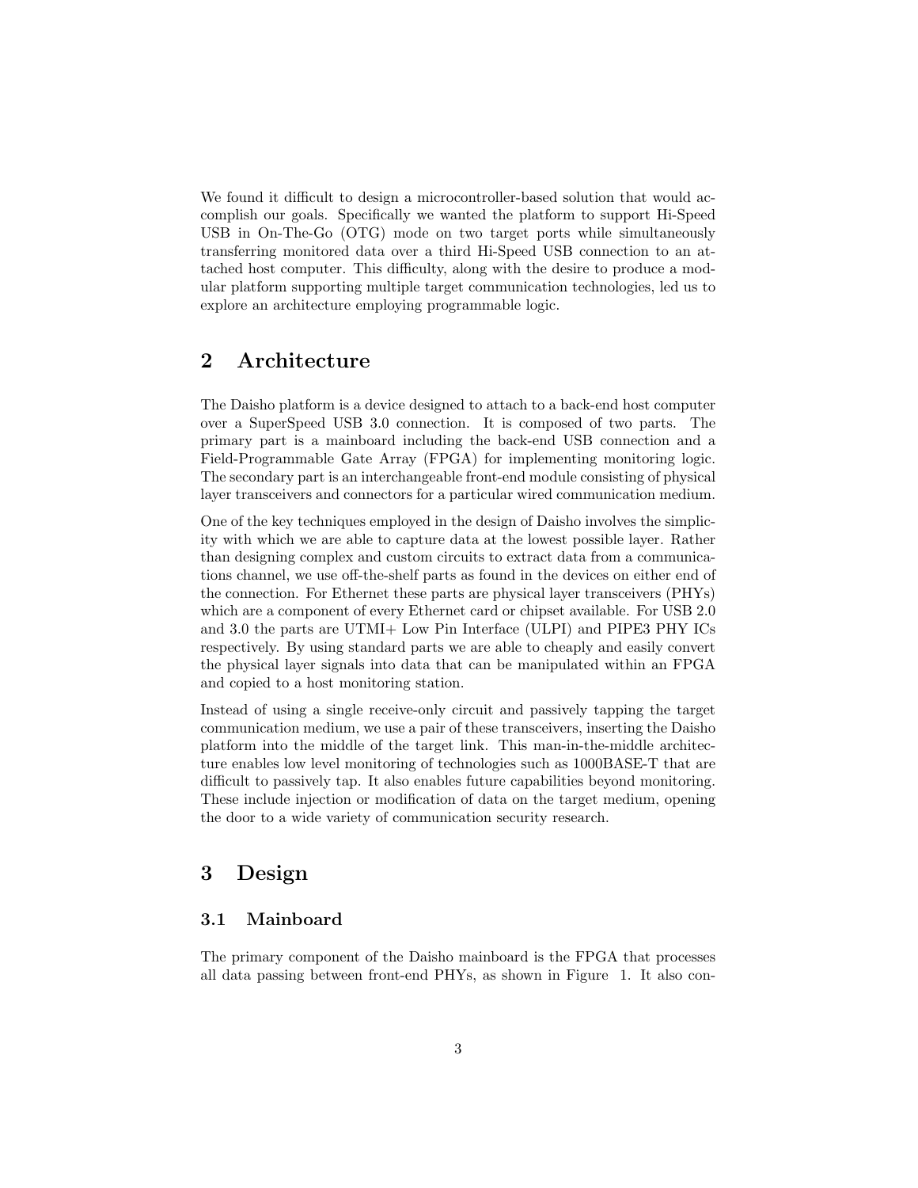We found it difficult to design a microcontroller-based solution that would accomplish our goals. Specifically we wanted the platform to support Hi-Speed USB in On-The-Go (OTG) mode on two target ports while simultaneously transferring monitored data over a third Hi-Speed USB connection to an attached host computer. This difficulty, along with the desire to produce a modular platform supporting multiple target communication technologies, led us to explore an architecture employing programmable logic.

## 2 Architecture

The Daisho platform is a device designed to attach to a back-end host computer over a SuperSpeed USB 3.0 connection. It is composed of two parts. The primary part is a mainboard including the back-end USB connection and a Field-Programmable Gate Array (FPGA) for implementing monitoring logic. The secondary part is an interchangeable front-end module consisting of physical layer transceivers and connectors for a particular wired communication medium.

One of the key techniques employed in the design of Daisho involves the simplicity with which we are able to capture data at the lowest possible layer. Rather than designing complex and custom circuits to extract data from a communications channel, we use off-the-shelf parts as found in the devices on either end of the connection. For Ethernet these parts are physical layer transceivers (PHYs) which are a component of every Ethernet card or chipset available. For USB 2.0 and 3.0 the parts are UTMI+ Low Pin Interface (ULPI) and PIPE3 PHY ICs respectively. By using standard parts we are able to cheaply and easily convert the physical layer signals into data that can be manipulated within an FPGA and copied to a host monitoring station.

Instead of using a single receive-only circuit and passively tapping the target communication medium, we use a pair of these transceivers, inserting the Daisho platform into the middle of the target link. This man-in-the-middle architecture enables low level monitoring of technologies such as 1000BASE-T that are difficult to passively tap. It also enables future capabilities beyond monitoring. These include injection or modification of data on the target medium, opening the door to a wide variety of communication security research.

## 3 Design

### 3.1 Mainboard

The primary component of the Daisho mainboard is the FPGA that processes all data passing between front-end PHYs, as shown in Figure 1. It also con-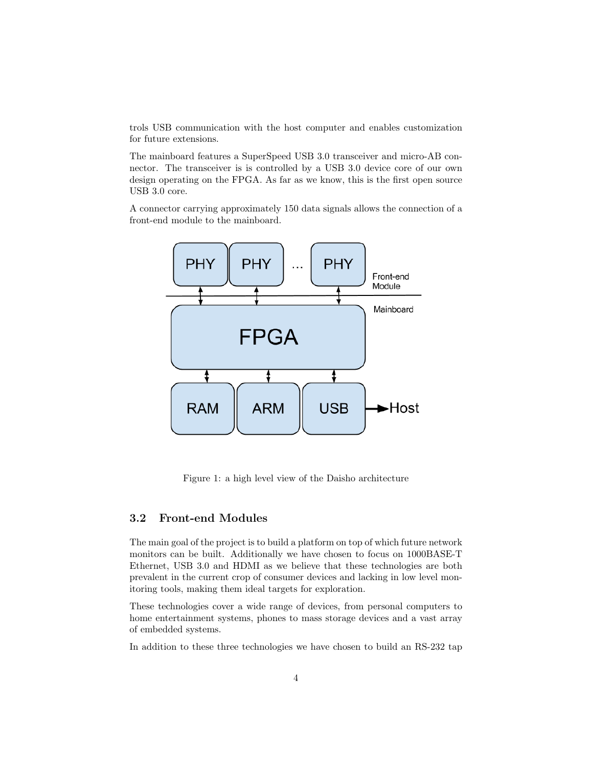trols USB communication with the host computer and enables customization for future extensions.

The mainboard features a SuperSpeed USB 3.0 transceiver and micro-AB connector. The transceiver is is controlled by a USB 3.0 device core of our own design operating on the FPGA. As far as we know, this is the first open source USB 3.0 core.

A connector carrying approximately 150 data signals allows the connection of a front-end module to the mainboard.

Figure 1: a high level view of the Daisho architecture

### 3.2 Front-end Modules

The main goal of the project is to build a platform on top of which future network monitors can be built. Additionally we have chosen to focus on 1000BASE-T Ethernet, USB 3.0 and HDMI as we believe that these technologies are both prevalent in the current crop of consumer devices and lacking in low level monitoring tools, making them ideal targets for exploration.

These technologies cover a wide range of devices, from personal computers to home entertainment systems, phones to mass storage devices and a vast array of embedded systems.

In addition to these three technologies we have chosen to build an RS-232 tap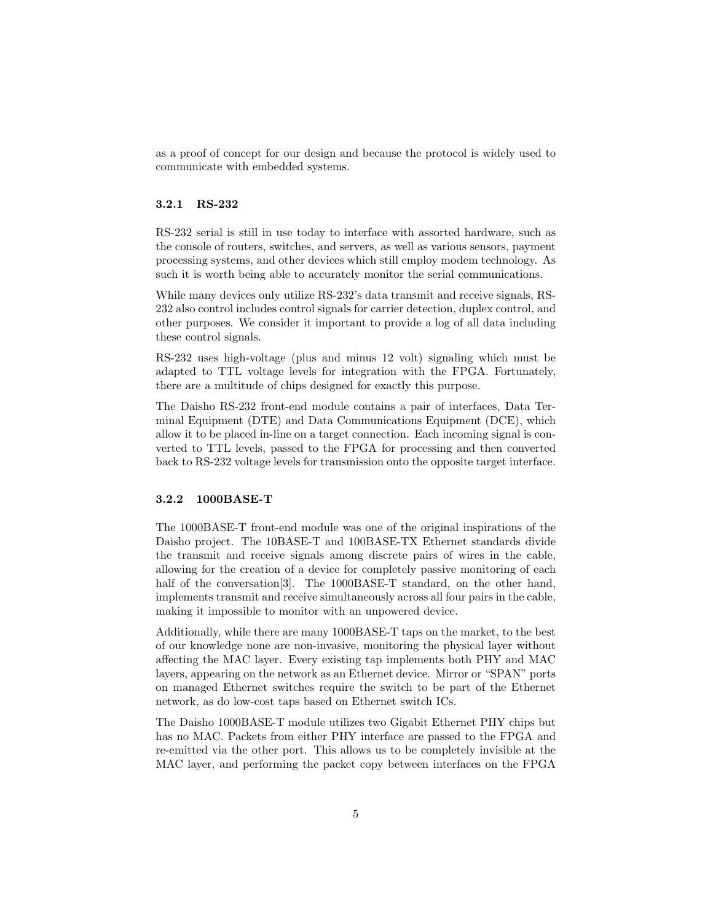as a proof of concept for our design and because the protocol is widely used to communicate with embedded systems.

### 3.2.1 RS-232

RS-232 serial is still in use today to interface with assorted hardware, such as the console of routers, switches, and servers, as well as various sensors, payment processing systems, and other devices which still employ modem technology. As such it is worth being able to accurately monitor the serial communications.

While many devices only utilize RS-232's data transmit and receive signals, RS-232 also control includes control signals for carrier detection, duplex control, and other purposes. We consider it important to provide a log of all data including these control signals.

RS-232 uses high-voltage (plus and minus 12 volt) signaling which must be adapted to TTL voltage levels for integration with the FPGA. Fortunately, there are a multitude of chips designed for exactly this purpose.

The Daisho RS-232 front-end module contains a pair of interfaces, Data Terminal Equipment (DTE) and Data Communications Equipment (DCE), which allow it to be placed in-line on a target connection. Each incoming signal is converted to TTL levels, passed to the FPGA for processing and then converted back to RS-232 voltage levels for transmission onto the opposite target interface.

### 3.2.2 1000BASE-T

The 1000BASE-T front-end module was one of the original inspirations of the Daisho project. The 10BASE-T and 100BASE-TX Ethernet standards divide the transmit and receive signals among discrete pairs of wires in the cable, allowing for the creation of a device for completely passive monitoring of each half of the conversation[3]. The 1000BASE-T standard, on the other hand, implements transmit and receive simultaneously across all four pairs in the cable, making it impossible to monitor with an unpowered device.

Additionally, while there are many 1000BASE-T taps on the market, to the best of our knowledge none are non-invasive, monitoring the physical layer without affecting the MAC layer. Every existing tap implements both PHY and MAC layers, appearing on the network as an Ethernet device. Mirror or "SPAN" ports on managed Ethernet switches require the switch to be part of the Ethernet network, as do low-cost taps based on Ethernet switch ICs.

The Daisho 1000BASE-T module utilizes two Gigabit Ethernet PHY chips but has no MAC. Packets from either PHY interface are passed to the FPGA and re-emitted via the other port. This allows us to be completely invisible at the MAC layer, and performing the packet copy between interfaces on the FPGA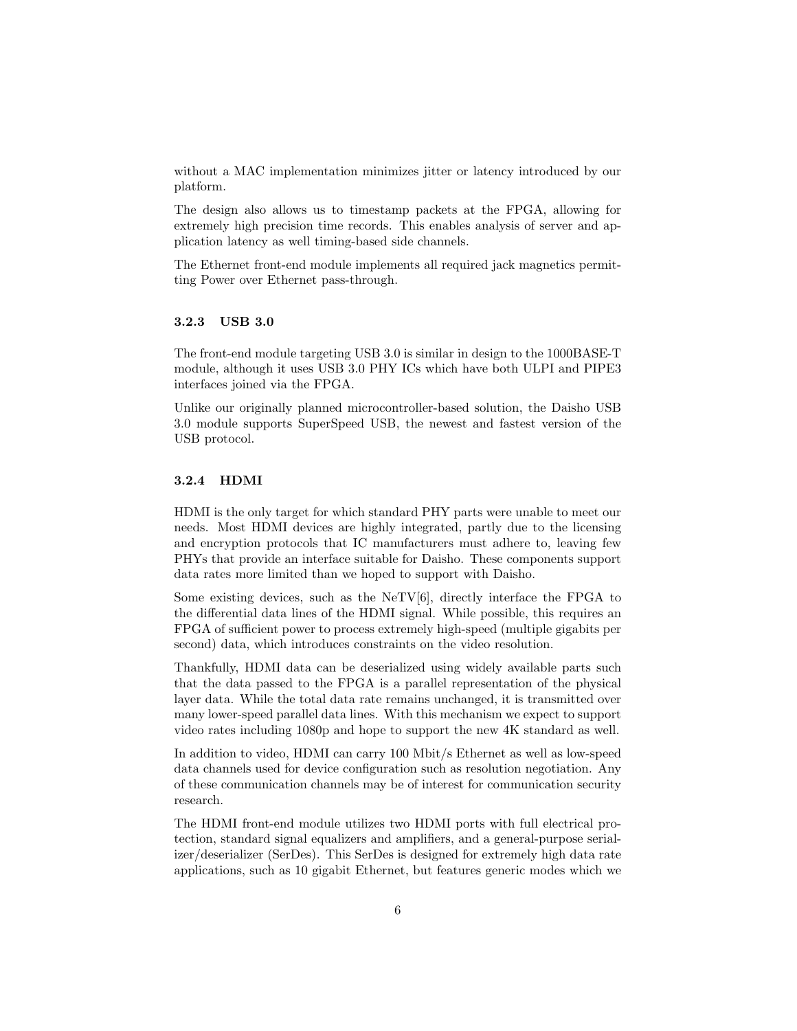without a MAC implementation minimizes jitter or latency introduced by our platform.

The design also allows us to timestamp packets at the FPGA, allowing for extremely high precision time records. This enables analysis of server and application latency as well timing-based side channels.

The Ethernet front-end module implements all required jack magnetics permitting Power over Ethernet pass-through.

### 3.2.3 USB 3.0

The front-end module targeting USB 3.0 is similar in design to the 1000BASE-T module, although it uses USB 3.0 PHY ICs which have both ULPI and PIPE3 interfaces joined via the FPGA.

Unlike our originally planned microcontroller-based solution, the Daisho USB 3.0 module supports SuperSpeed USB, the newest and fastest version of the USB protocol.

### 3.2.4 HDMI

HDMI is the only target for which standard PHY parts were unable to meet our needs. Most HDMI devices are highly integrated, partly due to the licensing and encryption protocols that IC manufacturers must adhere to, leaving few PHYs that provide an interface suitable for Daisho. These components support data rates more limited than we hoped to support with Daisho.

Some existing devices, such as the NeTV[6], directly interface the FPGA to the differential data lines of the HDMI signal. While possible, this requires an FPGA of sufficient power to process extremely high-speed (multiple gigabits per second) data, which introduces constraints on the video resolution.

Thankfully, HDMI data can be deserialized using widely available parts such that the data passed to the FPGA is a parallel representation of the physical layer data. While the total data rate remains unchanged, it is transmitted over many lower-speed parallel data lines. With this mechanism we expect to support video rates including 1080p and hope to support the new 4K standard as well.

In addition to video, HDMI can carry 100 Mbit/s Ethernet as well as low-speed data channels used for device configuration such as resolution negotiation. Any of these communication channels may be of interest for communication security research.

The HDMI front-end module utilizes two HDMI ports with full electrical protection, standard signal equalizers and amplifiers, and a general-purpose serializer/deserializer (SerDes). This SerDes is designed for extremely high data rate applications, such as 10 gigabit Ethernet, but features generic modes which we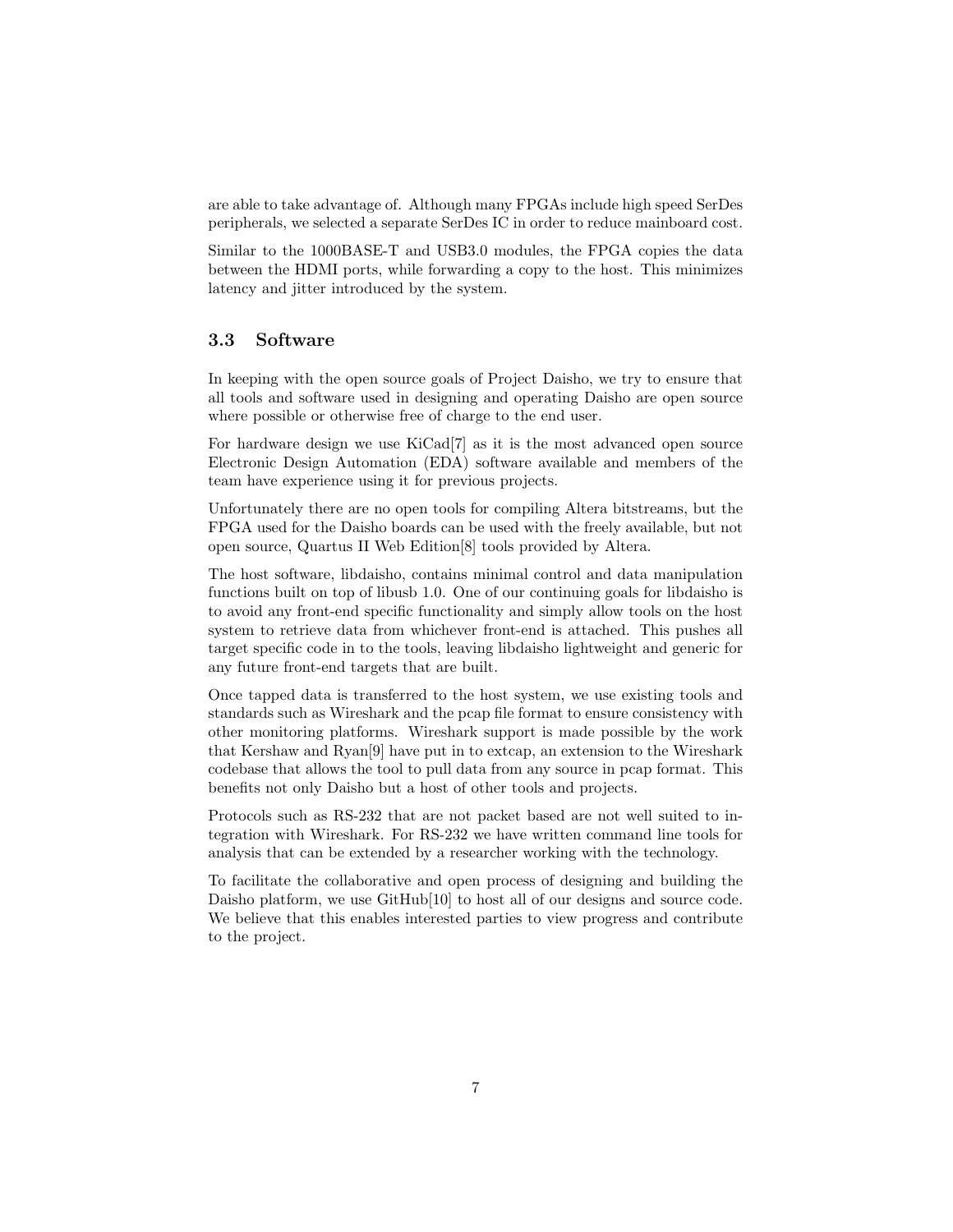are able to take advantage of. Although many FPGAs include high speed SerDes peripherals, we selected a separate SerDes IC in order to reduce mainboard cost.

Similar to the 1000BASE-T and USB3.0 modules, the FPGA copies the data between the HDMI ports, while forwarding a copy to the host. This minimizes latency and jitter introduced by the system.

### 3.3 Software

In keeping with the open source goals of Project Daisho, we try to ensure that all tools and software used in designing and operating Daisho are open source where possible or otherwise free of charge to the end user.

For hardware design we use KiCad[7] as it is the most advanced open source Electronic Design Automation (EDA) software available and members of the team have experience using it for previous projects.

Unfortunately there are no open tools for compiling Altera bitstreams, but the FPGA used for the Daisho boards can be used with the freely available, but not open source, Quartus II Web Edition[8] tools provided by Altera.

The host software, libdaisho, contains minimal control and data manipulation functions built on top of libusb 1.0. One of our continuing goals for libdaisho is to avoid any front-end specific functionality and simply allow tools on the host system to retrieve data from whichever front-end is attached. This pushes all target specific code in to the tools, leaving libdaisho lightweight and generic for any future front-end targets that are built.

Once tapped data is transferred to the host system, we use existing tools and standards such as Wireshark and the pcap file format to ensure consistency with other monitoring platforms. Wireshark support is made possible by the work that Kershaw and Ryan[9] have put in to extcap, an extension to the Wireshark codebase that allows the tool to pull data from any source in pcap format. This benefits not only Daisho but a host of other tools and projects.

Protocols such as RS-232 that are not packet based are not well suited to integration with Wireshark. For RS-232 we have written command line tools for analysis that can be extended by a researcher working with the technology.

To facilitate the collaborative and open process of designing and building the Daisho platform, we use GitHub[10] to host all of our designs and source code. We believe that this enables interested parties to view progress and contribute to the project.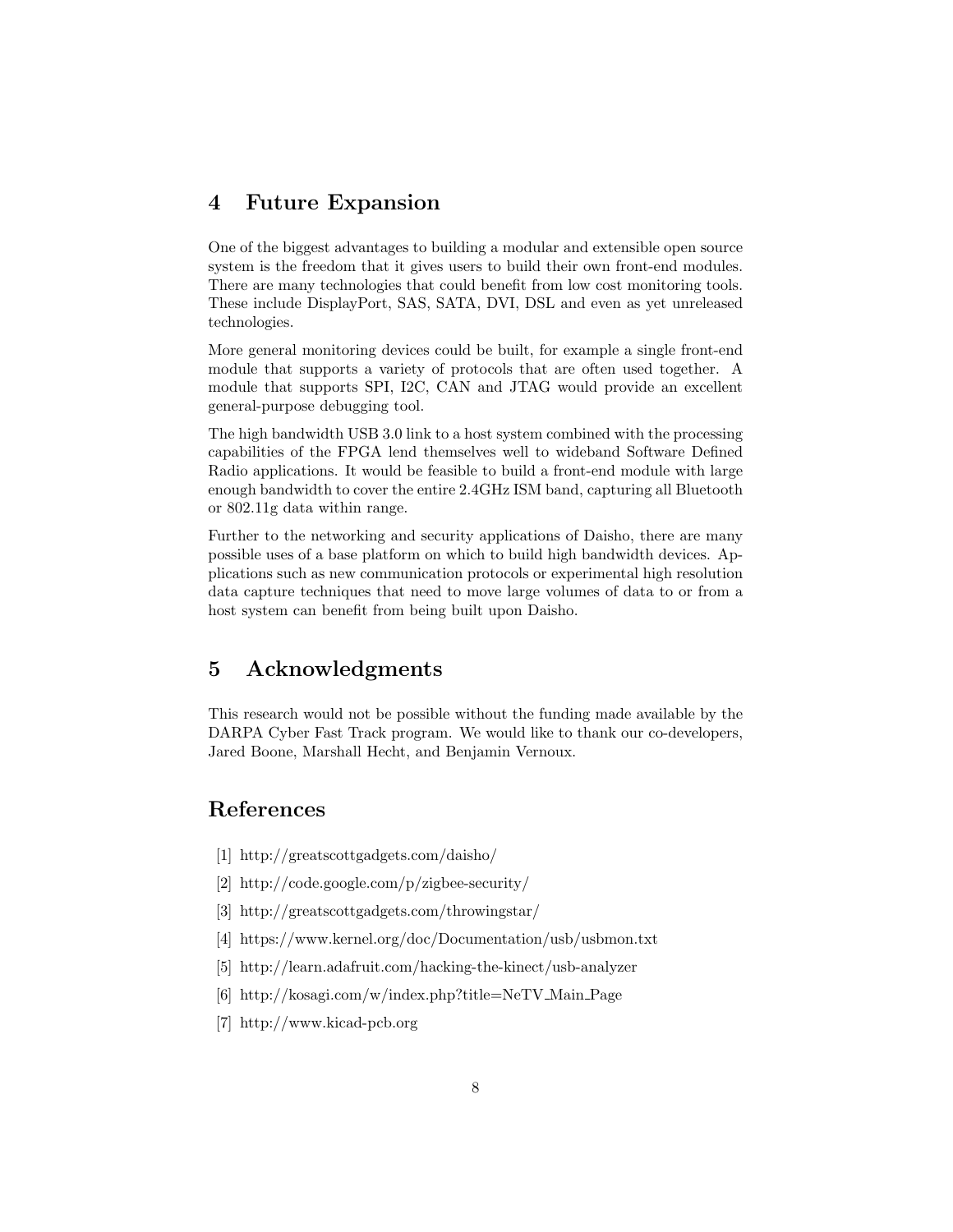## 4 Future Expansion

One of the biggest advantages to building a modular and extensible open source system is the freedom that it gives users to build their own front-end modules. There are many technologies that could benefit from low cost monitoring tools. These include DisplayPort, SAS, SATA, DVI, DSL and even as yet unreleased technologies.

More general monitoring devices could be built, for example a single front-end module that supports a variety of protocols that are often used together. A module that supports SPI, I2C, CAN and JTAG would provide an excellent general-purpose debugging tool.

The high bandwidth USB 3.0 link to a host system combined with the processing capabilities of the FPGA lend themselves well to wideband Software Defined Radio applications. It would be feasible to build a front-end module with large enough bandwidth to cover the entire 2.4GHz ISM band, capturing all Bluetooth or 802.11g data within range.

Further to the networking and security applications of Daisho, there are many possible uses of a base platform on which to build high bandwidth devices. Applications such as new communication protocols or experimental high resolution data capture techniques that need to move large volumes of data to or from a host system can benefit from being built upon Daisho.

## 5 Acknowledgments

This research would not be possible without the funding made available by the DARPA Cyber Fast Track program. We would like to thank our co-developers, Jared Boone, Marshall Hecht, and Benjamin Vernoux.

## References

[1] http://greatscottgadgets.com/daisho/

[2] http://code.google.com/p/zigbee-security/

[3] http://greatscottgadgets.com/throwingstar/

[4] https://www.kernel.org/doc/Documentation/usb/usbmon.txt

[5] http://learn.adafruit.com/hacking-the-kinect/usb-analyzer

[6] http://kosagi.com/w/index.php?title=NeTV_Main_Page

[7] http://www.kicad-pcb.org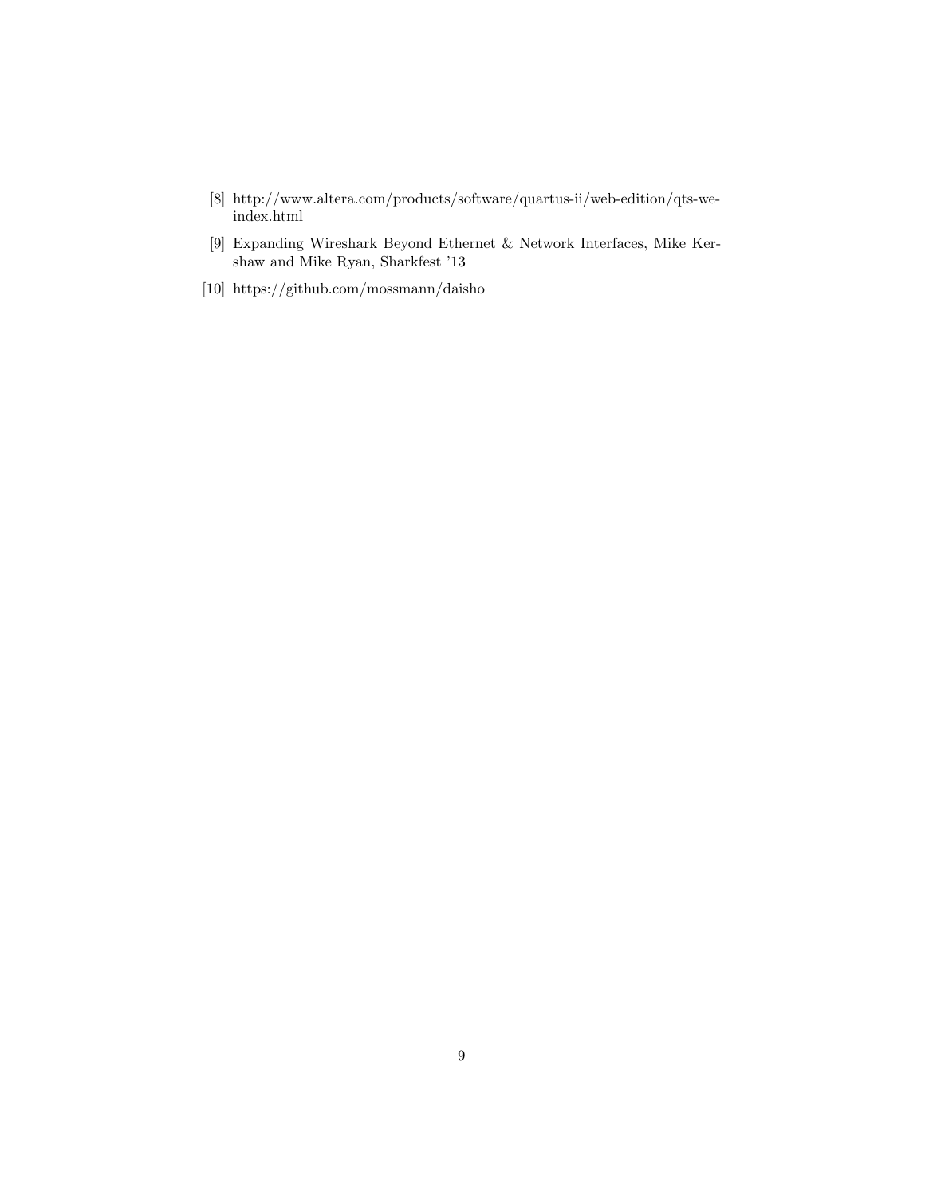[8] http://www.altera.com/products/software/quartus-ii/web-edition/qts-we-index.html

[9] Expanding Wireshark Beyond Ethernet & Network Interfaces, Mike Kershaw and Mike Ryan, Sharkfest '13

[10] https://github.com/mossmann/daisho